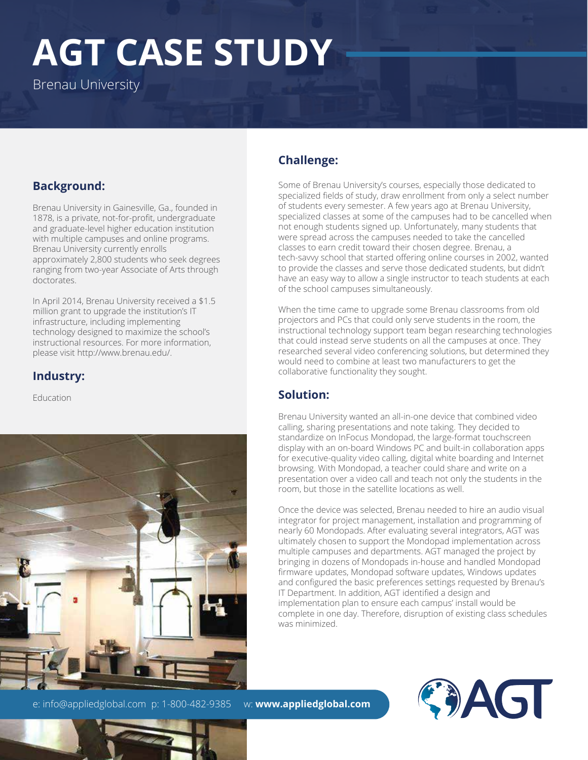# AGT CASE STUDY

Brenau University

## Background:

Brenau University in Gainesville, Ga., founded in 1878, is a private, not-for-profit, undergraduate and graduate-level higher education institution with multiple campuses and online programs. Brenau University currently enrolls approximately 2,800 students who seek degrees ranging from two-year Associate of Arts through doctorates.

In April 2014, Brenau University received a $1.5 million grant to upgrade the institution's IT infrastructure, including implementing technology designed to maximize the school's instructional resources. For more information, please visit http://www.brenau.edu/.

## Industry:

Education

## Challenge:

Some of Brenau University's courses, especially those dedicated to specialized fields of study, draw enrollment from only a select number of students every semester. A few years ago at Brenau University, specialized classes at some of the campuses had to be cancelled when not enough students signed up. Unfortunately, many students that were spread across the campuses needed to take the cancelled classes to earn credit toward their chosen degree. Brenau, a tech-savvy school that started offering online courses in 2002, wanted to provide the classes and serve those dedicated students, but didn't have an easy way to allow a single instructor to teach students at each of the school campuses simultaneously.

When the time came to upgrade some Brenau classrooms from old projectors and PCs that could only serve students in the room, the instructional technology support team began researching technologies that could instead serve students on all the campuses at once. They researched several video conferencing solutions, but determined they would need to combine at least two manufacturers to get the collaborative functionality they sought.

## Solution:

Brenau University wanted an all-in-one device that combined video calling, sharing presentations and note taking. They decided to standardize on InFocus Mondopad, the large-format touchscreen display with an on-board Windows PC and built-in collaboration apps for executive-quality video calling, digital white boarding and Internet browsing. With Mondopad, a teacher could share and write on a presentation over a video call and teach not only the students in the room, but those in the satellite locations as well.

Once the device was selected, Brenau needed to hire an audio visual integrator for project management, installation and programming of nearly 60 Mondopads. After evaluating several integrators, AGT was ultimately chosen to support the Mondopad implementation across multiple campuses and departments. AGT managed the project by bringing in dozens of Mondopads in-house and handled Mondopad firmware updates, Mondopad software updates, Windows updates and configured the basic preferences settings requested by Brenau's IT Department. In addition, AGT identified a design and implementation plan to ensure each campus' install would be complete in one day. Therefore, disruption of existing class schedules was minimized.

e: info@appliedglobal.com p: 1-800-482-9385 w: **www.appliedglobal.com**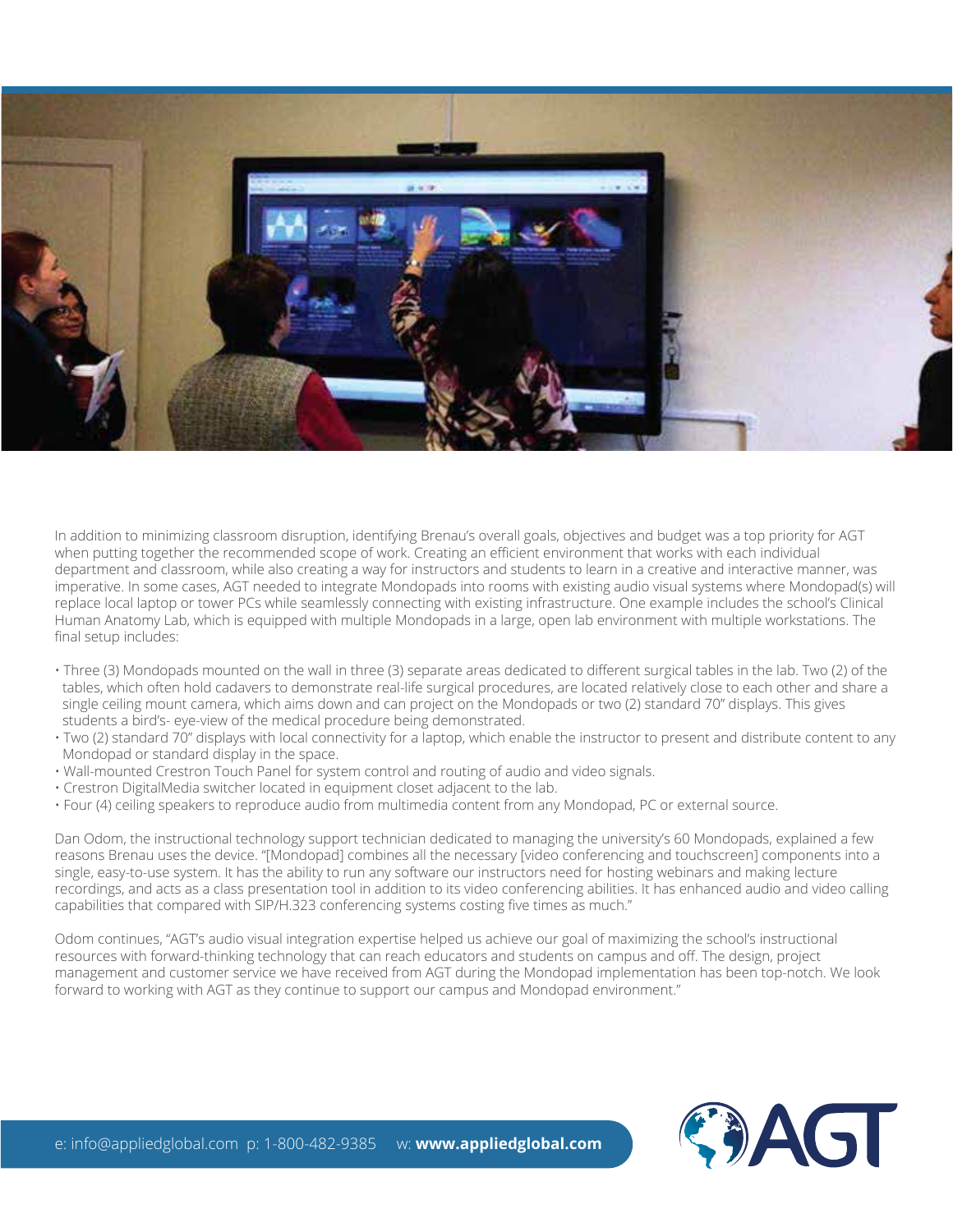In addition to minimizing classroom disruption, identifying Brenau's overall goals, objectives and budget was a top priority for AGT when putting together the recommended scope of work. Creating an efficient environment that works with each individual department and classroom, while also creating a way for instructors and students to learn in a creative and interactive manner, was imperative. In some cases, AGT needed to integrate Mondopads into rooms with existing audio visual systems where Mondopad(s) will replace local laptop or tower PCs while seamlessly connecting with existing infrastructure. One example includes the school's Clinical Human Anatomy Lab, which is equipped with multiple Mondopads in a large, open lab environment with multiple workstations. The final setup includes:

- Three (3) Mondopads mounted on the wall in three (3) separate areas dedicated to different surgical tables in the lab. Two (2) of the tables, which often hold cadavers to demonstrate real-life surgical procedures, are located relatively close to each other and share a single ceiling mount camera, which aims down and can project on the Mondopads or two (2) standard 70" displays. This gives students a bird's- eye-view of the medical procedure being demonstrated.
- Two (2) standard 70" displays with local connectivity for a laptop, which enable the instructor to present and distribute content to any Mondopad or standard display in the space.
- Wall-mounted Crestron Touch Panel for system control and routing of audio and video signals.
- Crestron DigitalMedia switcher located in equipment closet adjacent to the lab.
- Four (4) ceiling speakers to reproduce audio from multimedia content from any Mondopad, PC or external source.

Dan Odom, the instructional technology support technician dedicated to managing the university's 60 Mondopads, explained a few reasons Brenau uses the device. "[Mondopad] combines all the necessary [video conferencing and touchscreen] components into a single, easy-to-use system. It has the ability to run any software our instructors need for hosting webinars and making lecture recordings, and acts as a class presentation tool in addition to its video conferencing abilities. It has enhanced audio and video calling capabilities that compared with SIP/H.323 conferencing systems costing five times as much."

Odom continues, "AGT's audio visual integration expertise helped us achieve our goal of maximizing the school's instructional resources with forward-thinking technology that can reach educators and students on campus and off. The design, project management and customer service we have received from AGT during the Mondopad implementation has been top-notch. We look forward to working with AGT as they continue to support our campus and Mondopad environment."

e: info@appliedglobal.com p: 1-800-482-9385 w: **www.appliedglobal.com**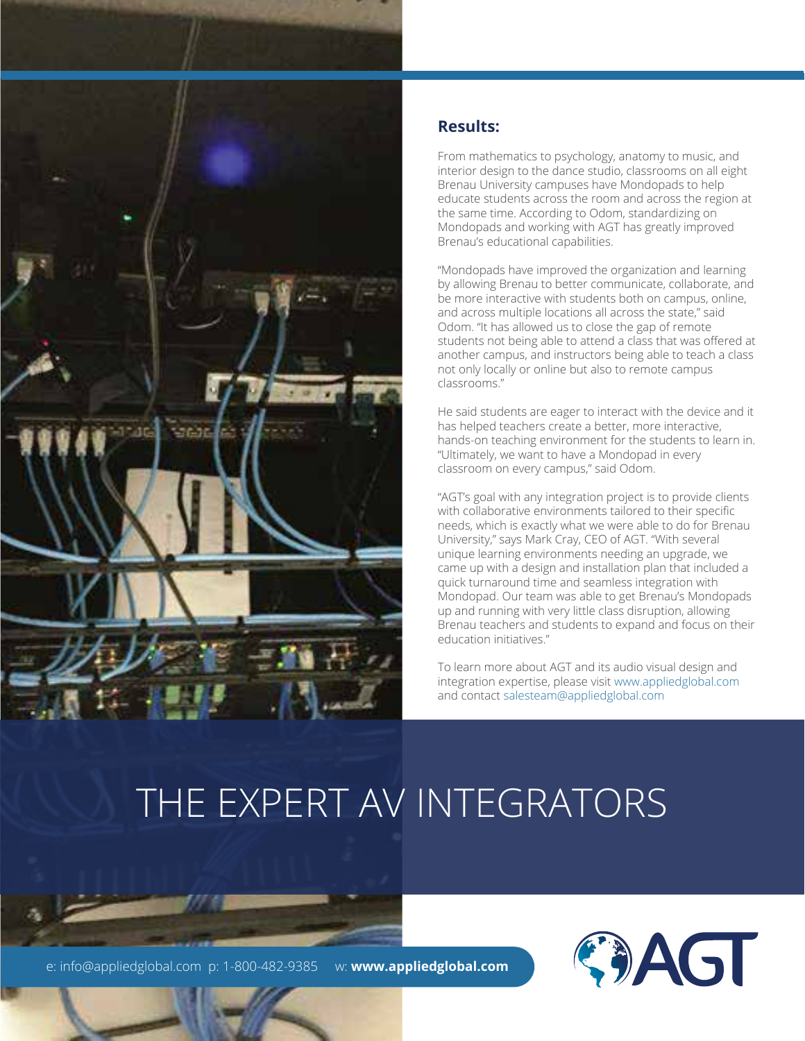## Results:

From mathematics to psychology, anatomy to music, and interior design to the dance studio, classrooms on all eight Brenau University campuses have Mondopads to help educate students across the room and across the region at the same time. According to Odom, standardizing on Mondopads and working with AGT has greatly improved Brenau's educational capabilities.

"Mondopads have improved the organization and learning by allowing Brenau to better communicate, collaborate, and be more interactive with students both on campus, online, and across multiple locations all across the state," said Odom. "It has allowed us to close the gap of remote students not being able to attend a class that was offered at another campus, and instructors being able to teach a class not only locally or online but also to remote campus classrooms."

He said students are eager to interact with the device and it has helped teachers create a better, more interactive, hands-on teaching environment for the students to learn in. "Ultimately, we want to have a Mondopad in every classroom on every campus," said Odom.

"AGT's goal with any integration project is to provide clients with collaborative environments tailored to their specific needs, which is exactly what we were able to do for Brenau University," says Mark Cray, CEO of AGT. "With several unique learning environments needing an upgrade, we came up with a design and installation plan that included a quick turnaround time and seamless integration with Mondopad. Our team was able to get Brenau's Mondopads up and running with very little class disruption, allowing Brenau teachers and students to expand and focus on their education initiatives."

To learn more about AGT and its audio visual design and integration expertise, please visit www.appliedglobal.com and contact salesteam@appliedglobal.com

# THE EXPERT AV INTEGRATORS

e: info@appliedglobal.com p: 1-800-482-9385 w: **www.appliedglobal.com**

AGT